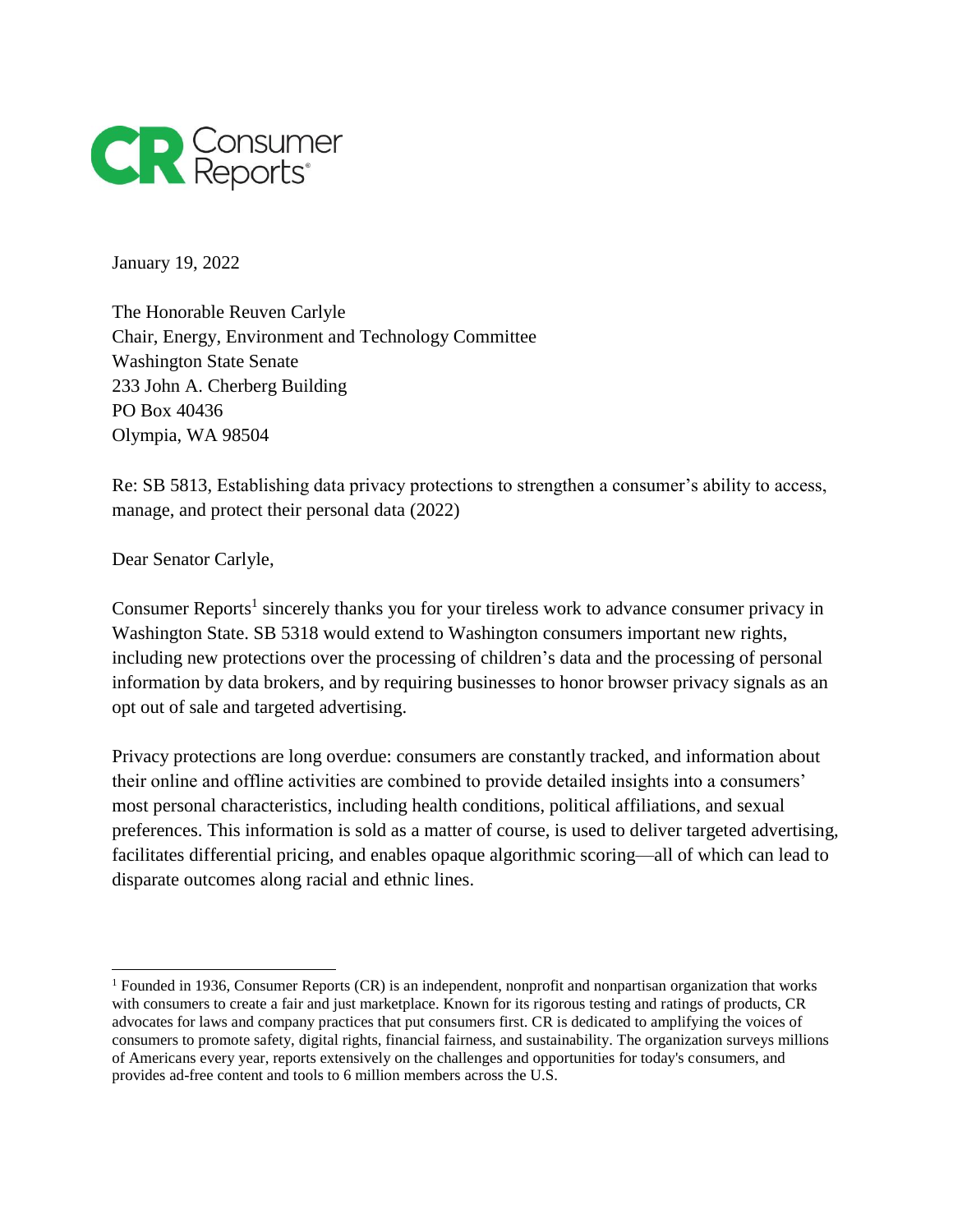Consumer Reports

January 19, 2022

The Honorable Reuven Carlyle
Chair, Energy, Environment and Technology Committee
Washington State Senate
233 John A. Cherberg Building
PO Box 40436
Olympia, WA 98504

Re: SB 5813, Establishing data privacy protections to strengthen a consumer's ability to access, manage, and protect their personal data (2022)

Dear Senator Carlyle,

Consumer Reports[1] sincerely thanks you for your tireless work to advance consumer privacy in Washington State. SB 5318 would extend to Washington consumers important new rights, including new protections over the processing of children's data and the processing of personal information by data brokers, and by requiring businesses to honor browser privacy signals as an opt out of sale and targeted advertising.

Privacy protections are long overdue: consumers are constantly tracked, and information about their online and offline activities are combined to provide detailed insights into a consumers' most personal characteristics, including health conditions, political affiliations, and sexual preferences. This information is sold as a matter of course, is used to deliver targeted advertising, facilitates differential pricing, and enables opaque algorithmic scoring—all of which can lead to disparate outcomes along racial and ethnic lines.

---

[1] Founded in 1936, Consumer Reports (CR) is an independent, nonprofit and nonpartisan organization that works with consumers to create a fair and just marketplace. Known for its rigorous testing and ratings of products, CR advocates for laws and company practices that put consumers first. CR is dedicated to amplifying the voices of consumers to promote safety, digital rights, financial fairness, and sustainability. The organization surveys millions of Americans every year, reports extensively on the challenges and opportunities for today's consumers, and provides ad-free content and tools to 6 million members across the U.S.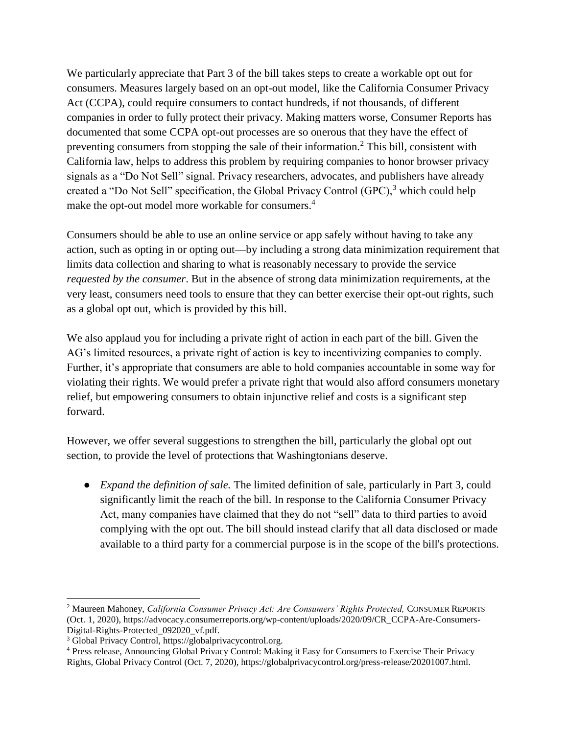We particularly appreciate that Part 3 of the bill takes steps to create a workable opt out for consumers. Measures largely based on an opt-out model, like the California Consumer Privacy Act (CCPA), could require consumers to contact hundreds, if not thousands, of different companies in order to fully protect their privacy. Making matters worse, Consumer Reports has documented that some CCPA opt-out processes are so onerous that they have the effect of preventing consumers from stopping the sale of their information.[2] This bill, consistent with California law, helps to address this problem by requiring companies to honor browser privacy signals as a "Do Not Sell" signal. Privacy researchers, advocates, and publishers have already created a "Do Not Sell" specification, the Global Privacy Control (GPC),[3] which could help make the opt-out model more workable for consumers.[4]

Consumers should be able to use an online service or app safely without having to take any action, such as opting in or opting out—by including a strong data minimization requirement that limits data collection and sharing to what is reasonably necessary to provide the service *requested by the consumer*. But in the absence of strong data minimization requirements, at the very least, consumers need tools to ensure that they can better exercise their opt-out rights, such as a global opt out, which is provided by this bill.

We also applaud you for including a private right of action in each part of the bill. Given the AG's limited resources, a private right of action is key to incentivizing companies to comply. Further, it's appropriate that consumers are able to hold companies accountable in some way for violating their rights. We would prefer a private right that would also afford consumers monetary relief, but empowering consumers to obtain injunctive relief and costs is a significant step forward.

However, we offer several suggestions to strengthen the bill, particularly the global opt out section, to provide the level of protections that Washingtonians deserve.

- *Expand the definition of sale.* The limited definition of sale, particularly in Part 3, could significantly limit the reach of the bill. In response to the California Consumer Privacy Act, many companies have claimed that they do not "sell" data to third parties to avoid complying with the opt out. The bill should instead clarify that all data disclosed or made available to a third party for a commercial purpose is in the scope of the bill's protections.

---

[2] Maureen Mahoney, *California Consumer Privacy Act: Are Consumers' Rights Protected,* CONSUMER REPORTS (Oct. 1, 2020), https://advocacy.consumerreports.org/wp-content/uploads/2020/09/CR_CCPA-Are-Consumers-Digital-Rights-Protected_092020_vf.pdf.

[3] Global Privacy Control, https://globalprivacycontrol.org.

[4] Press release, Announcing Global Privacy Control: Making it Easy for Consumers to Exercise Their Privacy Rights, Global Privacy Control (Oct. 7, 2020), https://globalprivacycontrol.org/press-release/20201007.html.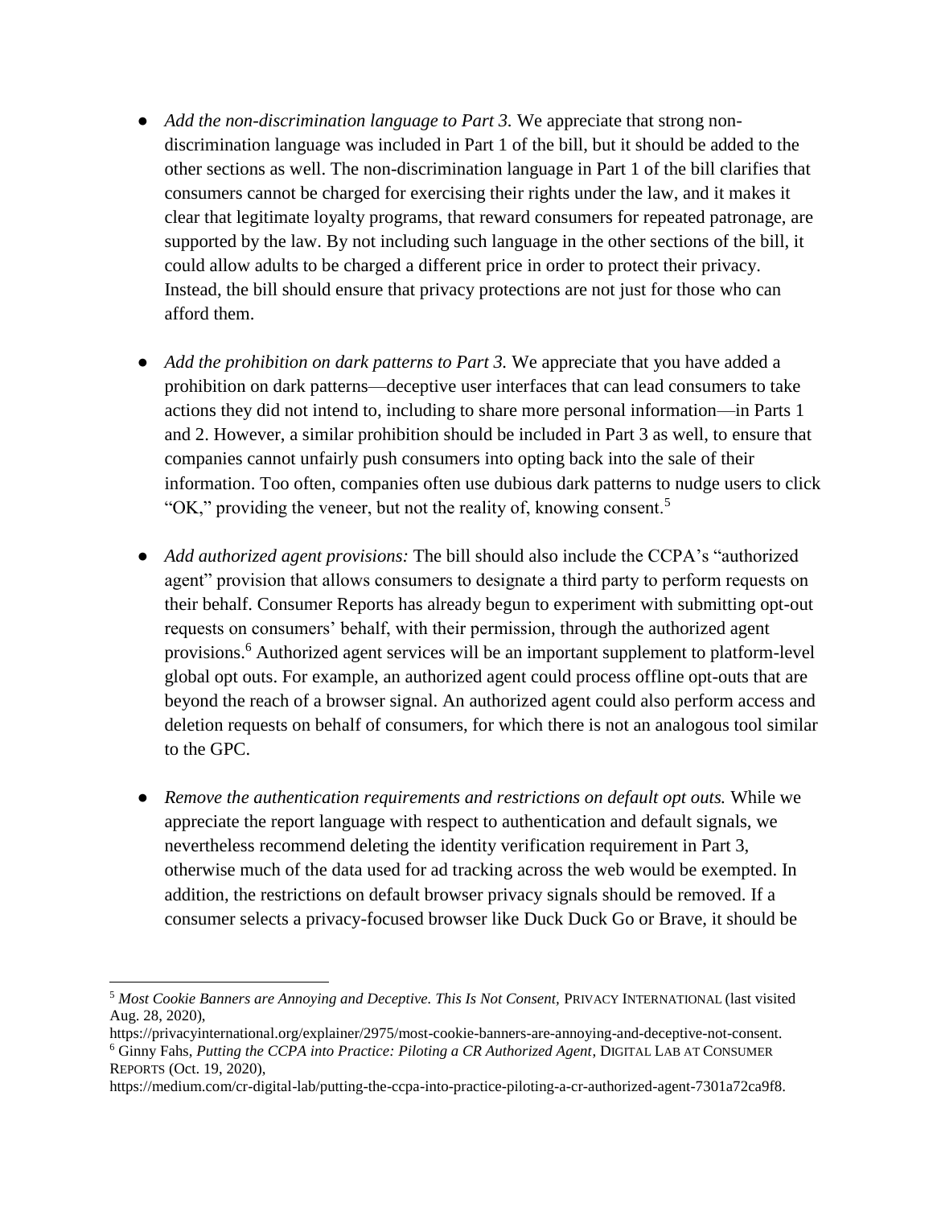- *Add the non-discrimination language to Part 3.* We appreciate that strong non-discrimination language was included in Part 1 of the bill, but it should be added to the other sections as well. The non-discrimination language in Part 1 of the bill clarifies that consumers cannot be charged for exercising their rights under the law, and it makes it clear that legitimate loyalty programs, that reward consumers for repeated patronage, are supported by the law. By not including such language in the other sections of the bill, it could allow adults to be charged a different price in order to protect their privacy. Instead, the bill should ensure that privacy protections are not just for those who can afford them.

- *Add the prohibition on dark patterns to Part 3.* We appreciate that you have added a prohibition on dark patterns—deceptive user interfaces that can lead consumers to take actions they did not intend to, including to share more personal information—in Parts 1 and 2. However, a similar prohibition should be included in Part 3 as well, to ensure that companies cannot unfairly push consumers into opting back into the sale of their information. Too often, companies often use dubious dark patterns to nudge users to click "OK," providing the veneer, but not the reality of, knowing consent.[5]

- *Add authorized agent provisions:* The bill should also include the CCPA's "authorized agent" provision that allows consumers to designate a third party to perform requests on their behalf. Consumer Reports has already begun to experiment with submitting opt-out requests on consumers' behalf, with their permission, through the authorized agent provisions.[6] Authorized agent services will be an important supplement to platform-level global opt outs. For example, an authorized agent could process offline opt-outs that are beyond the reach of a browser signal. An authorized agent could also perform access and deletion requests on behalf of consumers, for which there is not an analogous tool similar to the GPC.

- *Remove the authentication requirements and restrictions on default opt outs.* While we appreciate the report language with respect to authentication and default signals, we nevertheless recommend deleting the identity verification requirement in Part 3, otherwise much of the data used for ad tracking across the web would be exempted. In addition, the restrictions on default browser privacy signals should be removed. If a consumer selects a privacy-focused browser like Duck Duck Go or Brave, it should be

---

[5] *Most Cookie Banners are Annoying and Deceptive. This Is Not Consent*, PRIVACY INTERNATIONAL (last visited Aug. 28, 2020), https://privacyinternational.org/explainer/2975/most-cookie-banners-are-annoying-and-deceptive-not-consent.

[6] Ginny Fahs, *Putting the CCPA into Practice: Piloting a CR Authorized Agent*, DIGITAL LAB AT CONSUMER REPORTS (Oct. 19, 2020), https://medium.com/cr-digital-lab/putting-the-ccpa-into-practice-piloting-a-cr-authorized-agent-7301a72ca9f8.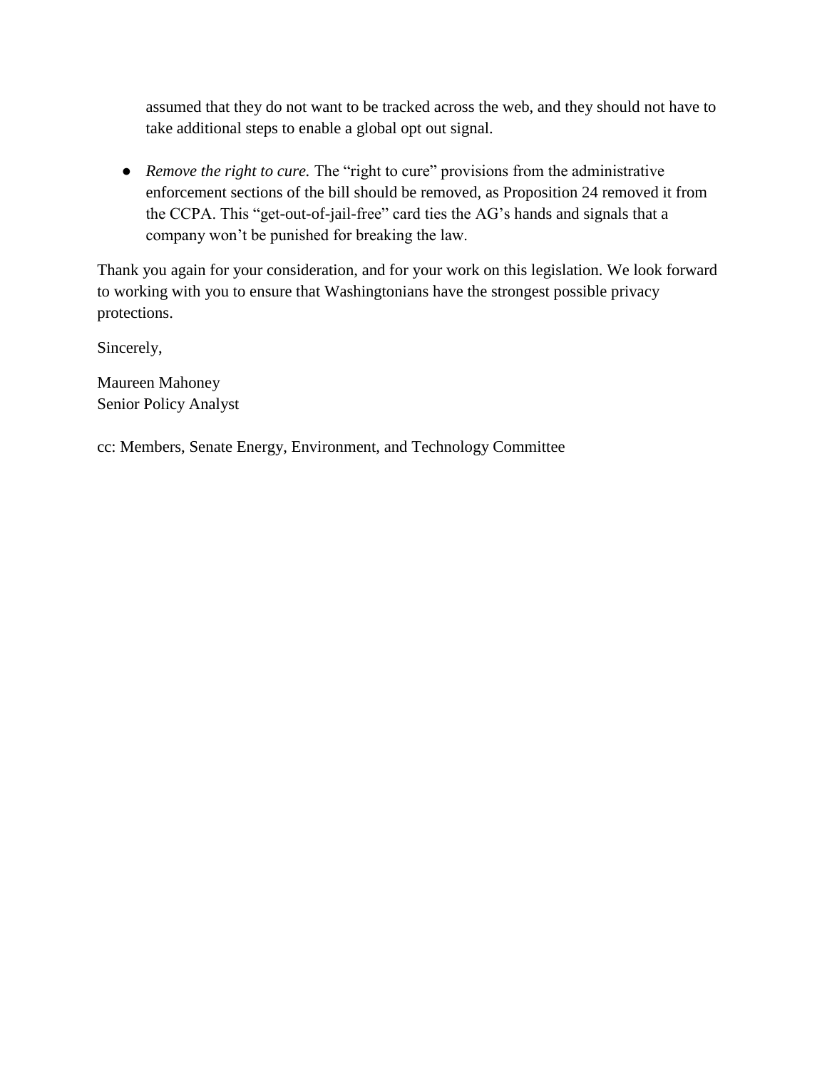assumed that they do not want to be tracked across the web, and they should not have to take additional steps to enable a global opt out signal.

- *Remove the right to cure.* The "right to cure" provisions from the administrative enforcement sections of the bill should be removed, as Proposition 24 removed it from the CCPA. This "get-out-of-jail-free" card ties the AG's hands and signals that a company won't be punished for breaking the law.

Thank you again for your consideration, and for your work on this legislation. We look forward to working with you to ensure that Washingtonians have the strongest possible privacy protections.

Sincerely,

Maureen Mahoney
Senior Policy Analyst

cc: Members, Senate Energy, Environment, and Technology Committee